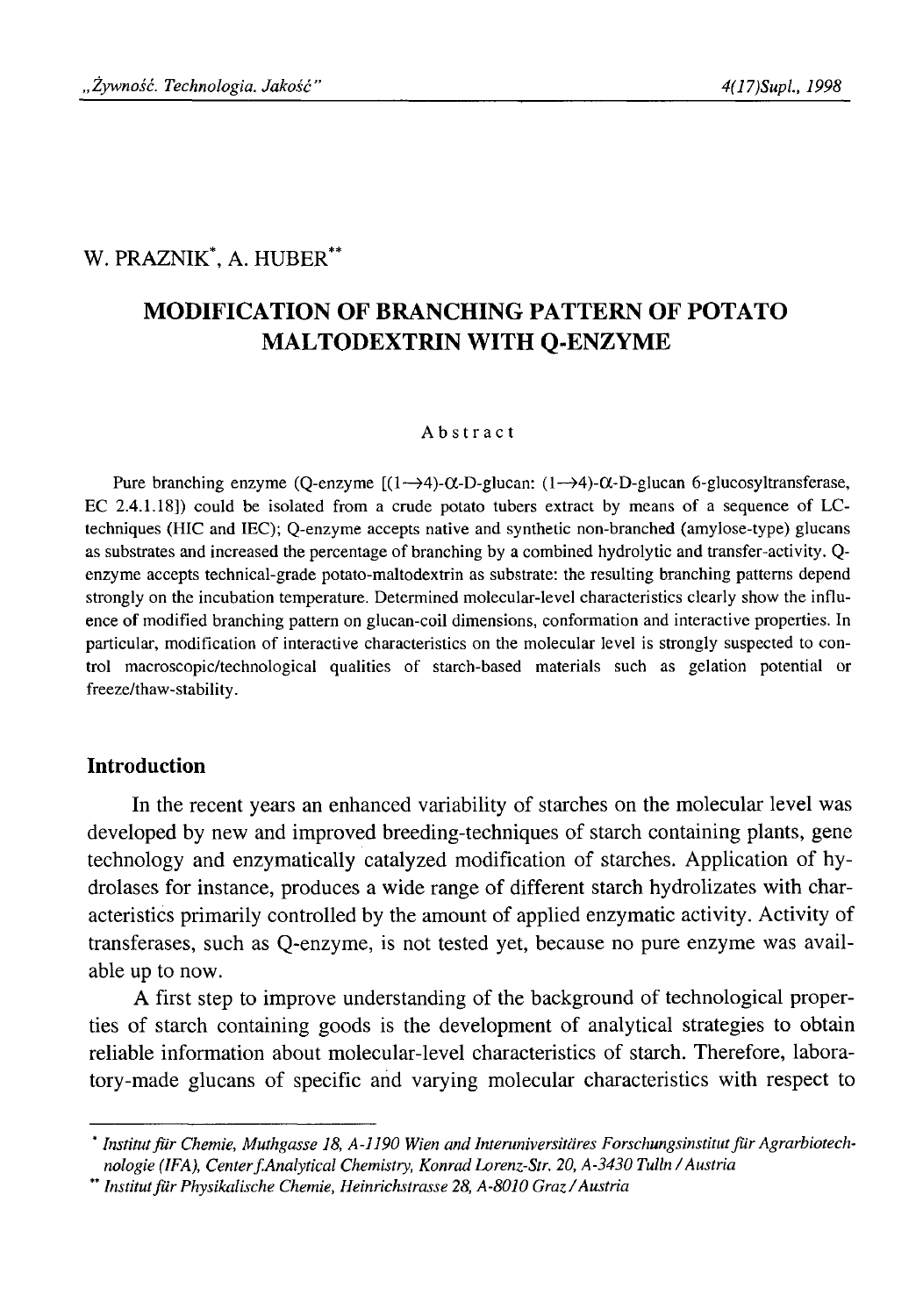W. PRAZNIK[*], A. HUBER[**]

# MODIFICATION OF BRANCHING PATTERN OF POTATO MALTODEXTRIN WITH Q-ENZYME

### Abstract

Pure branching enzyme (Q-enzyme [(1→4)-α-D-glucan: (1→4)-α-D-glucan 6-glucosyltransferase, EC 2.4.1.18]) could be isolated from a crude potato tubers extract by means of a sequence of LC-techniques (HIC and IEC); Q-enzyme accepts native and synthetic non-branched (amylose-type) glucans as substrates and increased the percentage of branching by a combined hydrolytic and transfer-activity. Q-enzyme accepts technical-grade potato-maltodextrin as substrate: the resulting branching patterns depend strongly on the incubation temperature. Determined molecular-level characteristics clearly show the influence of modified branching pattern on glucan-coil dimensions, conformation and interactive properties. In particular, modification of interactive characteristics on the molecular level is strongly suspected to control macroscopic/technological qualities of starch-based materials such as gelation potential or freeze/thaw-stability.

## Introduction

In the recent years an enhanced variability of starches on the molecular level was developed by new and improved breeding-techniques of starch containing plants, gene technology and enzymatically catalyzed modification of starches. Application of hydrolases for instance, produces a wide range of different starch hydrolizates with characteristics primarily controlled by the amount of applied enzymatic activity. Activity of transferases, such as Q-enzyme, is not tested yet, because no pure enzyme was available up to now.

A first step to improve understanding of the background of technological properties of starch containing goods is the development of analytical strategies to obtain reliable information about molecular-level characteristics of starch. Therefore, laboratory-made glucans of specific and varying molecular characteristics with respect to

---

[*] *Institut für Chemie, Muthgasse 18, A-1190 Wien and Interuniversitäres Forschungsinstitut für Agrarbiotechnologie (IFA), Center f.Analytical Chemistry, Konrad Lorenz-Str. 20, A-3430 Tulln / Austria*

[**] *Institut für Physikalische Chemie, Heinrichstrasse 28, A-8010 Graz / Austria*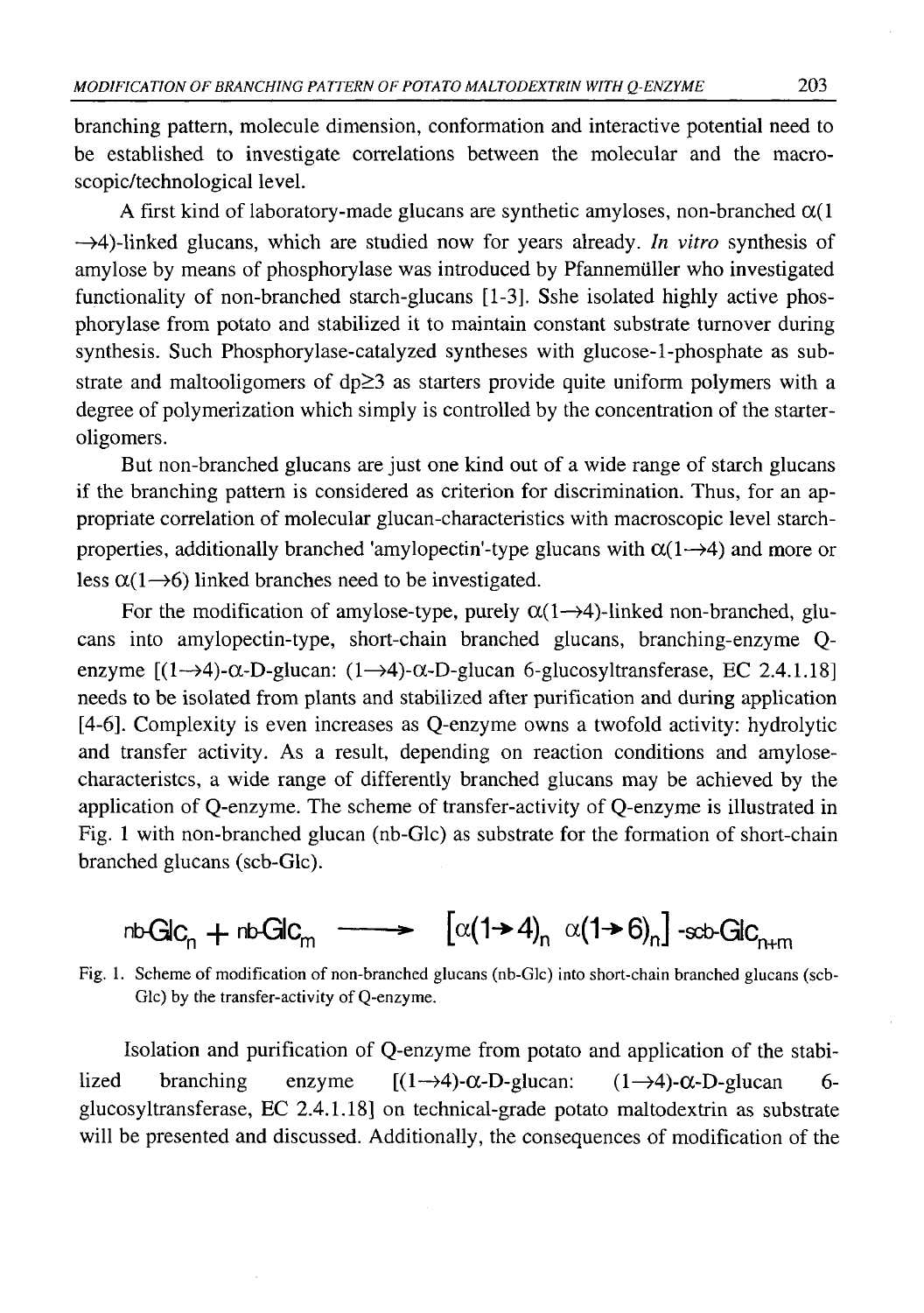branching pattern, molecule dimension, conformation and interactive potential need to be established to investigate correlations between the molecular and the macroscopic/technological level.

A first kind of laboratory-made glucans are synthetic amyloses, non-branched $\alpha(1\rightarrow4)$-linked glucans, which are studied now for years already. *In vitro* synthesis of amylose by means of phosphorylase was introduced by Pfannemüller who investigated functionality of non-branched starch-glucans [1-3]. Sshe isolated highly active phosphorylase from potato and stabilized it to maintain constant substrate turnover during synthesis. Such Phosphorylase-catalyzed syntheses with glucose-1-phosphate as substrate and maltooligomers of dp≥3 as starters provide quite uniform polymers with a degree of polymerization which simply is controlled by the concentration of the starter-oligomers.

But non-branched glucans are just one kind out of a wide range of starch glucans if the branching pattern is considered as criterion for discrimination. Thus, for an appropriate correlation of molecular glucan-characteristics with macroscopic level starch-properties, additionally branched 'amylopectin'-type glucans with $\alpha(1\rightarrow4)$ and more or less $\alpha(1\rightarrow6)$ linked branches need to be investigated.

For the modification of amylose-type, purely $\alpha(1\rightarrow4)$-linked non-branched, glucans into amylopectin-type, short-chain branched glucans, branching-enzyme Q-enzyme [$(1\rightarrow4)$-$\alpha$-D-glucan: $(1\rightarrow4)$-$\alpha$-D-glucan 6-glucosyltransferase, EC 2.4.1.18] needs to be isolated from plants and stabilized after purification and during application [4-6]. Complexity is even increases as Q-enzyme owns a twofold activity: hydrolytic and transfer activity. As a result, depending on reaction conditions and amylose-characteristcs, a wide range of differently branched glucans may be achieved by the application of Q-enzyme. The scheme of transfer-activity of Q-enzyme is illustrated in Fig. 1 with non-branched glucan (nb-Glc) as substrate for the formation of short-chain branched glucans (scb-Glc).

$$\text{nb-Glc}_n + \text{nb-Glc}_m \longrightarrow [\alpha(1\rightarrow4)_n\ \alpha(1\rightarrow6)_n]\text{-scb-Glc}_{n+m}$$

Fig. 1. Scheme of modification of non-branched glucans (nb-Glc) into short-chain branched glucans (scb-Glc) by the transfer-activity of Q-enzyme.

Isolation and purification of Q-enzyme from potato and application of the stabilized branching enzyme [$(1\rightarrow4)$-$\alpha$-D-glucan: $(1\rightarrow4)$-$\alpha$-D-glucan 6-glucosyltransferase, EC 2.4.1.18] on technical-grade potato maltodextrin as substrate will be presented and discussed. Additionally, the consequences of modification of the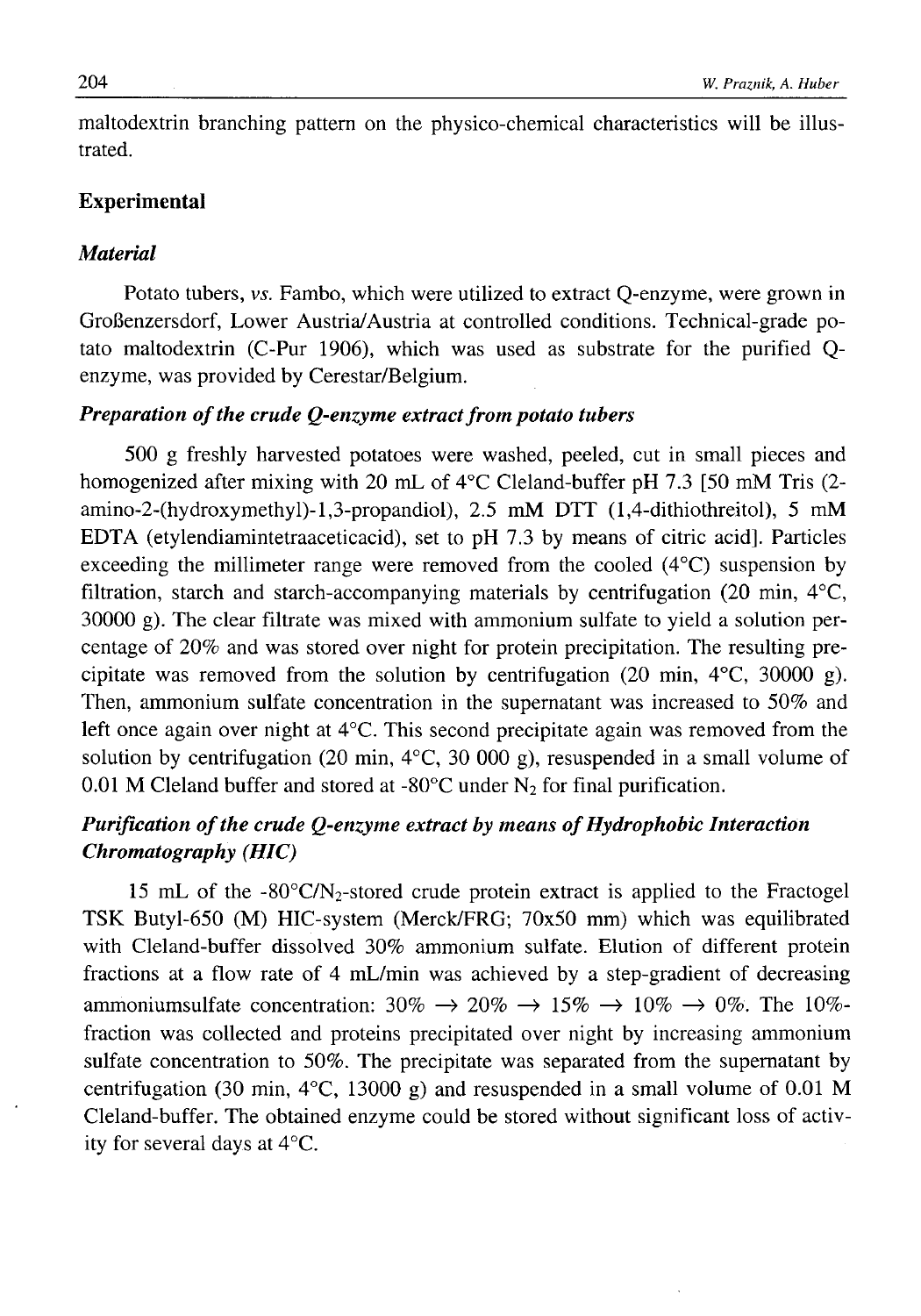maltodextrin branching pattern on the physico-chemical characteristics will be illustrated.

## Experimental

### *Material*

Potato tubers, *vs.* Fambo, which were utilized to extract Q-enzyme, were grown in Großenzersdorf, Lower Austria/Austria at controlled conditions. Technical-grade potato maltodextrin (C-Pur 1906), which was used as substrate for the purified Q-enzyme, was provided by Cerestar/Belgium.

### *Preparation of the crude Q-enzyme extract from potato tubers*

500 g freshly harvested potatoes were washed, peeled, cut in small pieces and homogenized after mixing with 20 mL of 4°C Cleland-buffer pH 7.3 [50 mM Tris (2-amino-2-(hydroxymethyl)-1,3-propandiol), 2.5 mM DTT (1,4-dithiothreitol), 5 mM EDTA (etylendiamintetraaceticacid), set to pH 7.3 by means of citric acid]. Particles exceeding the millimeter range were removed from the cooled (4°C) suspension by filtration, starch and starch-accompanying materials by centrifugation (20 min, 4°C, 30000 g). The clear filtrate was mixed with ammonium sulfate to yield a solution percentage of 20% and was stored over night for protein precipitation. The resulting precipitate was removed from the solution by centrifugation (20 min, 4°C, 30000 g). Then, ammonium sulfate concentration in the supernatant was increased to 50% and left once again over night at 4°C. This second precipitate again was removed from the solution by centrifugation (20 min, 4°C, 30 000 g), resuspended in a small volume of 0.01 M Cleland buffer and stored at -80°C under $N_2$ for final purification.

### *Purification of the crude Q-enzyme extract by means of Hydrophobic Interaction Chromatography (HIC)*

15 mL of the -80°C/$N_2$-stored crude protein extract is applied to the Fractogel TSK Butyl-650 (M) HIC-system (Merck/FRG; 70x50 mm) which was equilibrated with Cleland-buffer dissolved 30% ammonium sulfate. Elution of different protein fractions at a flow rate of 4 mL/min was achieved by a step-gradient of decreasing ammoniumsulfate concentration: 30% $\rightarrow$ 20% $\rightarrow$ 15% $\rightarrow$ 10% $\rightarrow$ 0%. The 10%-fraction was collected and proteins precipitated over night by increasing ammonium sulfate concentration to 50%. The precipitate was separated from the supernatant by centrifugation (30 min, 4°C, 13000 g) and resuspended in a small volume of 0.01 M Cleland-buffer. The obtained enzyme could be stored without significant loss of activity for several days at 4°C.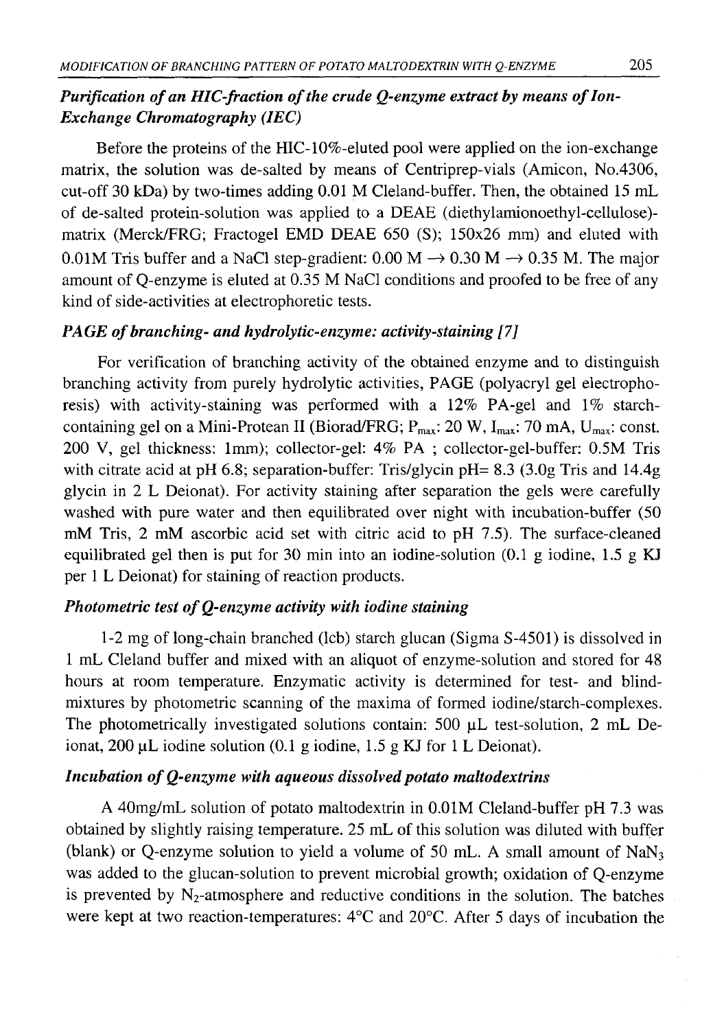### *Purification of an HIC-fraction of the crude Q-enzyme extract by means of Ion-Exchange Chromatography (IEC)*

Before the proteins of the HIC-10%-eluted pool were applied on the ion-exchange matrix, the solution was de-salted by means of Centriprep-vials (Amicon, No.4306, cut-off 30 kDa) by two-times adding 0.01 M Cleland-buffer. Then, the obtained 15 mL of de-salted protein-solution was applied to a DEAE (diethylamionoethyl-cellulose)-matrix (Merck/FRG; Fractogel EMD DEAE 650 (S); 150x26 mm) and eluted with 0.01M Tris buffer and a NaCl step-gradient: 0.00 M $\rightarrow$ 0.30 M $\rightarrow$ 0.35 M. The major amount of Q-enzyme is eluted at 0.35 M NaCl conditions and proofed to be free of any kind of side-activities at electrophoretic tests.

### *PAGE of branching- and hydrolytic-enzyme: activity-staining [7]*

For verification of branching activity of the obtained enzyme and to distinguish branching activity from purely hydrolytic activities, PAGE (polyacryl gel electrophoresis) with activity-staining was performed with a 12% PA-gel and 1% starch-containing gel on a Mini-Protean II (Biorad/FRG; $P_{max}$: 20 W, $I_{max}$: 70 mA, $U_{max}$: const. 200 V, gel thickness: 1mm); collector-gel: 4% PA ; collector-gel-buffer: 0.5M Tris with citrate acid at pH 6.8; separation-buffer: Tris/glycin pH= 8.3 (3.0g Tris and 14.4g glycin in 2 L Deionat). For activity staining after separation the gels were carefully washed with pure water and then equilibrated over night with incubation-buffer (50 mM Tris, 2 mM ascorbic acid set with citric acid to pH 7.5). The surface-cleaned equilibrated gel then is put for 30 min into an iodine-solution (0.1 g iodine, 1.5 g KJ per 1 L Deionat) for staining of reaction products.

### *Photometric test of Q-enzyme activity with iodine staining*

1-2 mg of long-chain branched (lcb) starch glucan (Sigma S-4501) is dissolved in 1 mL Cleland buffer and mixed with an aliquot of enzyme-solution and stored for 48 hours at room temperature. Enzymatic activity is determined for test- and blind-mixtures by photometric scanning of the maxima of formed iodine/starch-complexes. The photometrically investigated solutions contain: 500 µL test-solution, 2 mL Deionat, 200 µL iodine solution (0.1 g iodine, 1.5 g KJ for 1 L Deionat).

### *Incubation of Q-enzyme with aqueous dissolved potato maltodextrins*

A 40mg/mL solution of potato maltodextrin in 0.01M Cleland-buffer pH 7.3 was obtained by slightly raising temperature. 25 mL of this solution was diluted with buffer (blank) or Q-enzyme solution to yield a volume of 50 mL. A small amount of $NaN_3$ was added to the glucan-solution to prevent microbial growth; oxidation of Q-enzyme is prevented by $N_2$-atmosphere and reductive conditions in the solution. The batches were kept at two reaction-temperatures: 4°C and 20°C. After 5 days of incubation the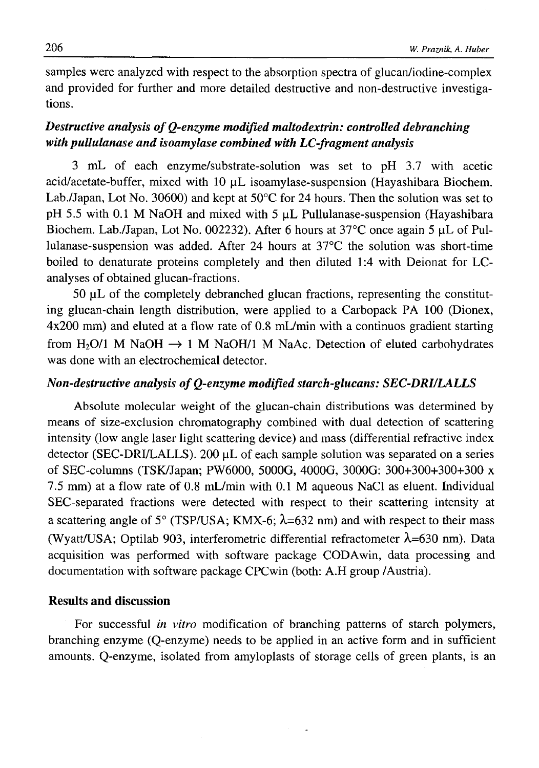samples were analyzed with respect to the absorption spectra of glucan/iodine-complex and provided for further and more detailed destructive and non-destructive investigations.

### *Destructive analysis of Q-enzyme modified maltodextrin: controlled debranching with pullulanase and isoamylase combined with LC-fragment analysis*

3 mL of each enzyme/substrate-solution was set to pH 3.7 with acetic acid/acetate-buffer, mixed with 10 µL isoamylase-suspension (Hayashibara Biochem. Lab./Japan, Lot No. 30600) and kept at 50°C for 24 hours. Then the solution was set to pH 5.5 with 0.1 M NaOH and mixed with 5 µL Pullulanase-suspension (Hayashibara Biochem. Lab./Japan, Lot No. 002232). After 6 hours at 37°C once again 5 µL of Pullulanase-suspension was added. After 24 hours at 37°C the solution was short-time boiled to denaturate proteins completely and then diluted 1:4 with Deionat for LC-analyses of obtained glucan-fractions.

50 µL of the completely debranched glucan fractions, representing the constituting glucan-chain length distribution, were applied to a Carbopack PA 100 (Dionex, 4x200 mm) and eluted at a flow rate of 0.8 mL/min with a continuos gradient starting from $H_2O$/1 M NaOH $\rightarrow$ 1 M NaOH/1 M NaAc. Detection of eluted carbohydrates was done with an electrochemical detector.

### *Non-destructive analysis of Q-enzyme modified starch-glucans: SEC-DRI/LALLS*

Absolute molecular weight of the glucan-chain distributions was determined by means of size-exclusion chromatography combined with dual detection of scattering intensity (low angle laser light scattering device) and mass (differential refractive index detector (SEC-DRI/LALLS). 200 µL of each sample solution was separated on a series of SEC-columns (TSK/Japan; PW6000, 5000G, 4000G, 3000G: 300+300+300+300 x 7.5 mm) at a flow rate of 0.8 mL/min with 0.1 M aqueous NaCl as eluent. Individual SEC-separated fractions were detected with respect to their scattering intensity at a scattering angle of 5° (TSP/USA; KMX-6; $\lambda$=632 nm) and with respect to their mass (Wyatt/USA; Optilab 903, interferometric differential refractometer $\lambda$=630 nm). Data acquisition was performed with software package CODAwin, data processing and documentation with software package CPCwin (both: A.H group /Austria).

## Results and discussion

For successful *in vitro* modification of branching patterns of starch polymers, branching enzyme (Q-enzyme) needs to be applied in an active form and in sufficient amounts. Q-enzyme, isolated from amyloplasts of storage cells of green plants, is an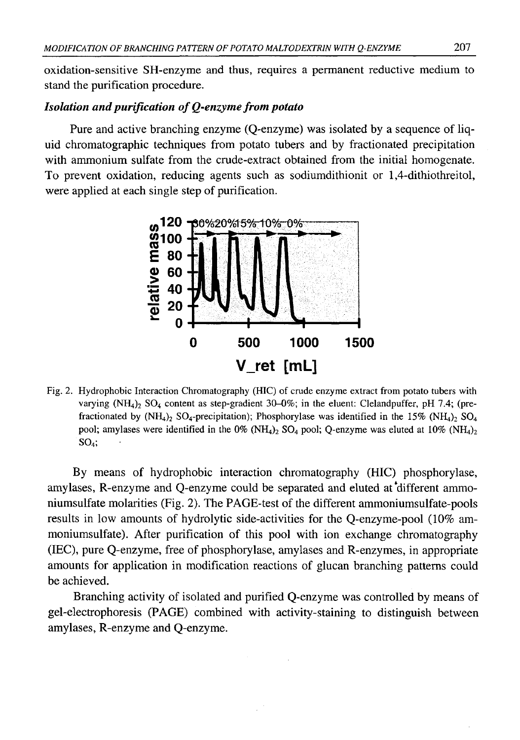oxidation-sensitive SH-enzyme and thus, requires a permanent reductive medium to stand the purification procedure.

### *Isolation and purification of Q-enzyme from potato*

Pure and active branching enzyme (Q-enzyme) was isolated by a sequence of liquid chromatographic techniques from potato tubers and by fractionated precipitation with ammonium sulfate from the crude-extract obtained from the initial homogenate. To prevent oxidation, reducing agents such as sodiumdithionit or 1,4-dithiothreitol, were applied at each single step of purification.

Fig. 2. Hydrophobic Interaction Chromatography (HIC) of crude enzyme extract from potato tubers with varying $(NH_4)_2SO_4$ content as step-gradient 30–0%; in the eluent: Clelandpuffer, pH 7.4; (pre-fractionated by $(NH_4)_2SO_4$-precipitation); Phosphorylase was identified in the 15% $(NH_4)_2SO_4$ pool; amylases were identified in the 0% $(NH_4)_2SO_4$ pool; Q-enzyme was eluted at 10% $(NH_4)_2SO_4$;

By means of hydrophobic interaction chromatography (HIC) phosphorylase, amylases, R-enzyme and Q-enzyme could be separated and eluted at different ammoniumsulfate molarities (Fig. 2). The PAGE-test of the different ammoniumsulfate-pools results in low amounts of hydrolytic side-activities for the Q-enzyme-pool (10% ammoniumsulfate). After purification of this pool with ion exchange chromatography (IEC), pure Q-enzyme, free of phosphorylase, amylases and R-enzymes, in appropriate amounts for application in modification reactions of glucan branching patterns could be achieved.

Branching activity of isolated and purified Q-enzyme was controlled by means of gel-electrophoresis (PAGE) combined with activity-staining to distinguish between amylases, R-enzyme and Q-enzyme.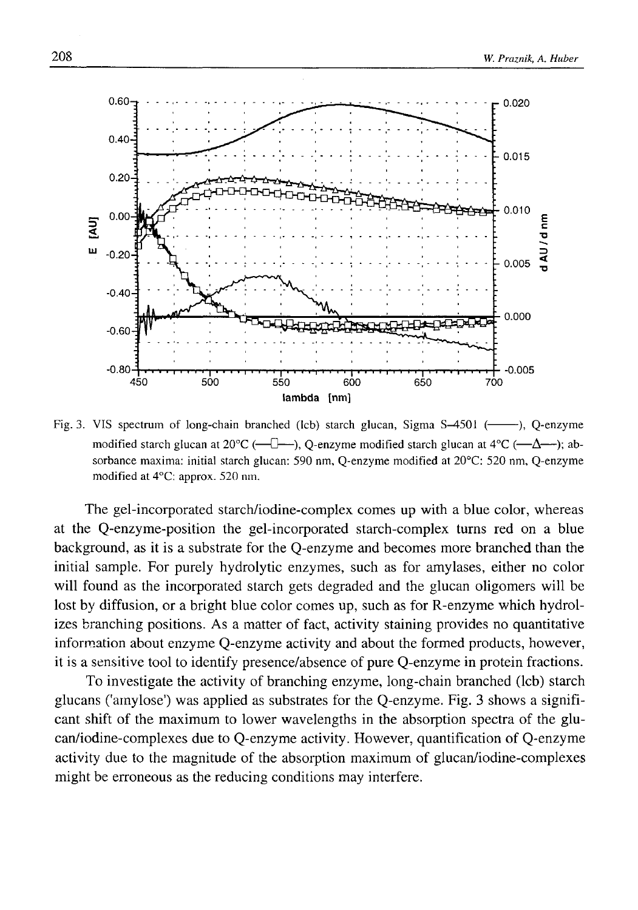Fig. 3. VIS spectrum of long-chain branched (lcb) starch glucan, Sigma S–4501 (——), Q-enzyme modified starch glucan at 20°C (—□—), Q-enzyme modified starch glucan at 4°C (—Δ—); absorbance maxima: initial starch glucan: 590 nm, Q-enzyme modified at 20°C: 520 nm, Q-enzyme modified at 4°C: approx. 520 nm.

The gel-incorporated starch/iodine-complex comes up with a blue color, whereas at the Q-enzyme-position the gel-incorporated starch-complex turns red on a blue background, as it is a substrate for the Q-enzyme and becomes more branched than the initial sample. For purely hydrolytic enzymes, such as for amylases, either no color will found as the incorporated starch gets degraded and the glucan oligomers will be lost by diffusion, or a bright blue color comes up, such as for R-enzyme which hydrolizes branching positions. As a matter of fact, activity staining provides no quantitative information about enzyme Q-enzyme activity and about the formed products, however, it is a sensitive tool to identify presence/absence of pure Q-enzyme in protein fractions.

To investigate the activity of branching enzyme, long-chain branched (lcb) starch glucans ('amylose') was applied as substrates for the Q-enzyme. Fig. 3 shows a significant shift of the maximum to lower wavelengths in the absorption spectra of the glucan/iodine-complexes due to Q-enzyme activity. However, quantification of Q-enzyme activity due to the magnitude of the absorption maximum of glucan/iodine-complexes might be erroneous as the reducing conditions may interfere.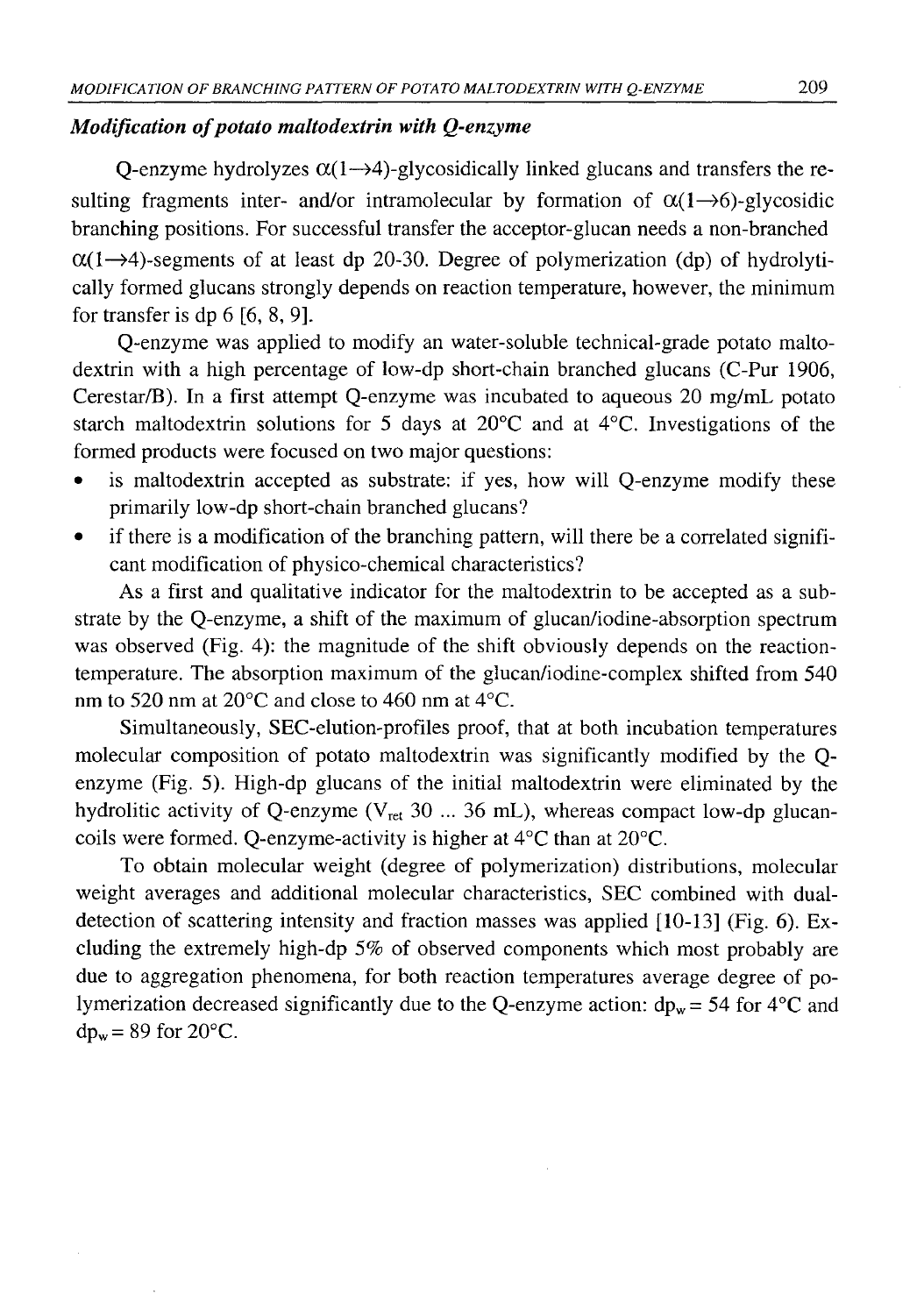### *Modification of potato maltodextrin with Q-enzyme*

Q-enzyme hydrolyzes $\alpha(1\rightarrow4)$-glycosidically linked glucans and transfers the resulting fragments inter- and/or intramolecular by formation of $\alpha(1\rightarrow6)$-glycosidic branching positions. For successful transfer the acceptor-glucan needs a non-branched $\alpha(1\rightarrow4)$-segments of at least dp 20-30. Degree of polymerization (dp) of hydrolytically formed glucans strongly depends on reaction temperature, however, the minimum for transfer is dp 6 [6, 8, 9].

Q-enzyme was applied to modify an water-soluble technical-grade potato maltodextrin with a high percentage of low-dp short-chain branched glucans (C-Pur 1906, Cerestar/B). In a first attempt Q-enzyme was incubated to aqueous 20 mg/mL potato starch maltodextrin solutions for 5 days at 20°C and at 4°C. Investigations of the formed products were focused on two major questions:

- is maltodextrin accepted as substrate: if yes, how will Q-enzyme modify these primarily low-dp short-chain branched glucans?
- if there is a modification of the branching pattern, will there be a correlated significant modification of physico-chemical characteristics?

As a first and qualitative indicator for the maltodextrin to be accepted as a substrate by the Q-enzyme, a shift of the maximum of glucan/iodine-absorption spectrum was observed (Fig. 4): the magnitude of the shift obviously depends on the reaction-temperature. The absorption maximum of the glucan/iodine-complex shifted from 540 nm to 520 nm at 20°C and close to 460 nm at 4°C.

Simultaneously, SEC-elution-profiles proof, that at both incubation temperatures molecular composition of potato maltodextrin was significantly modified by the Q-enzyme (Fig. 5). High-dp glucans of the initial maltodextrin were eliminated by the hydrolitic activity of Q-enzyme ($V_{ret}$ 30 ... 36 mL), whereas compact low-dp glucan-coils were formed. Q-enzyme-activity is higher at 4°C than at 20°C.

To obtain molecular weight (degree of polymerization) distributions, molecular weight averages and additional molecular characteristics, SEC combined with dual-detection of scattering intensity and fraction masses was applied [10-13] (Fig. 6). Excluding the extremely high-dp 5% of observed components which most probably are due to aggregation phenomena, for both reaction temperatures average degree of polymerization decreased significantly due to the Q-enzyme action: $dp_w = 54$ for 4°C and $dp_w = 89$ for 20°C.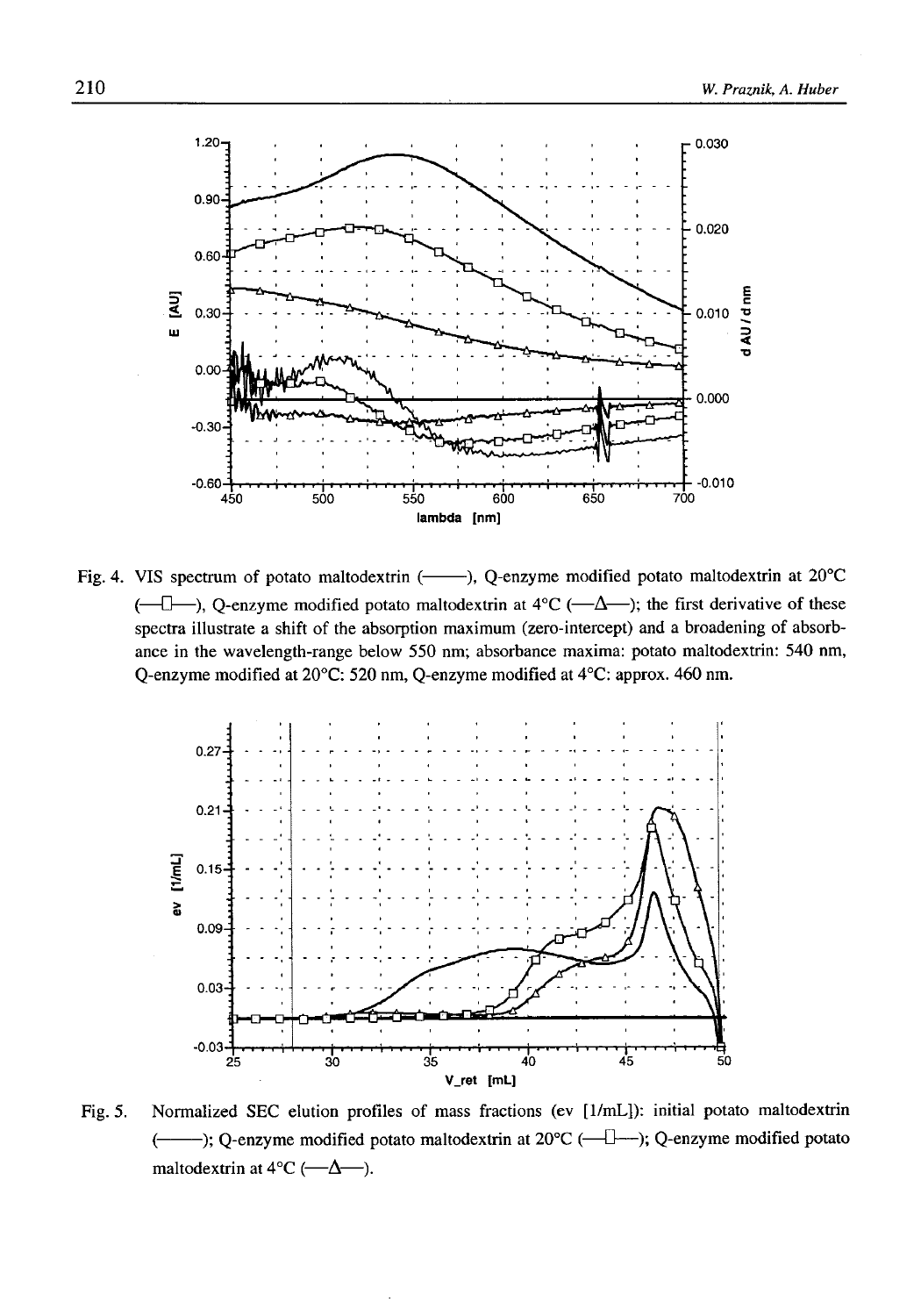Fig. 4. VIS spectrum of potato maltodextrin (——), Q-enzyme modified potato maltodextrin at 20°C (—□—), Q-enzyme modified potato maltodextrin at 4°C (—Δ—); the first derivative of these spectra illustrate a shift of the absorption maximum (zero-intercept) and a broadening of absorbance in the wavelength-range below 550 nm; absorbance maxima: potato maltodextrin: 540 nm, Q-enzyme modified at 20°C: 520 nm, Q-enzyme modified at 4°C: approx. 460 nm.

Fig. 5. Normalized SEC elution profiles of mass fractions (ev [1/mL]): initial potato maltodextrin (——); Q-enzyme modified potato maltodextrin at 20°C (—□—); Q-enzyme modified potato maltodextrin at 4°C (—Δ—).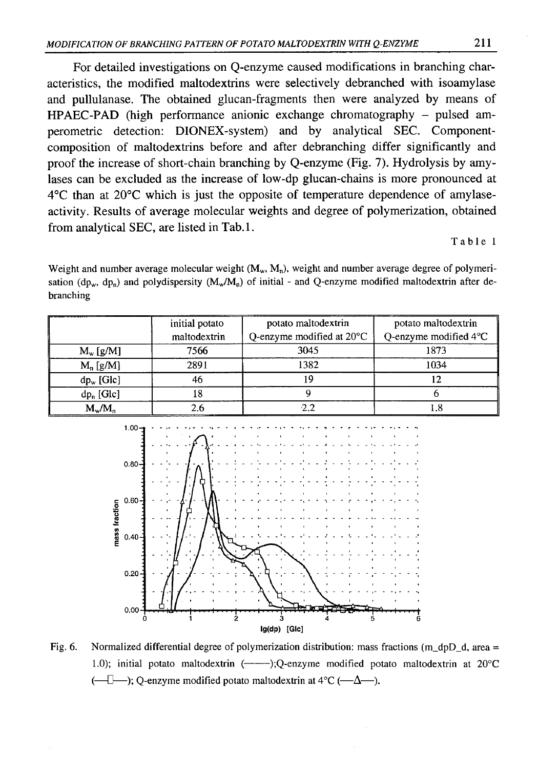For detailed investigations on Q-enzyme caused modifications in branching characteristics, the modified maltodextrins were selectively debranched with isoamylase and pullulanase. The obtained glucan-fragments then were analyzed by means of HPAEC-PAD (high performance anionic exchange chromatography – pulsed amperometric detection: DIONEX-system) and by analytical SEC. Component-composition of maltodextrins before and after debranching differ significantly and proof the increase of short-chain branching by Q-enzyme (Fig. 7). Hydrolysis by amylases can be excluded as the increase of low-dp glucan-chains is more pronounced at 4°C than at 20°C which is just the opposite of temperature dependence of amylase-activity. Results of average molecular weights and degree of polymerization, obtained from analytical SEC, are listed in Tab.1.

Table 1

Weight and number average molecular weight ($M_w$, $M_n$), weight and number average degree of polymerisation ($dp_w$, $dp_n$) and polydispersity ($M_w/M_n$) of initial - and Q-enzyme modified maltodextrin after debranching

| | initial potato maltodextrin | potato maltodextrin Q-enzyme modified at 20°C | potato maltodextrin Q-enzyme modified 4°C |
|---|---|---|---|
| $M_w$ [g/M] | 7566 | 3045 | 1873 |
| $M_n$ [g/M] | 2891 | 1382 | 1034 |
| $dp_w$ [Glc] | 46 | 19 | 12 |
| $dp_n$ [Glc] | 18 | 9 | 6 |
| $M_w/M_n$ | 2.6 | 2.2 | 1.8 |

Fig. 6. Normalized differential degree of polymerization distribution: mass fractions (m_dpD_d, area = 1.0); initial potato maltodextrin (———); Q-enzyme modified potato maltodextrin at 20°C (—□—); Q-enzyme modified potato maltodextrin at 4°C (—Δ—).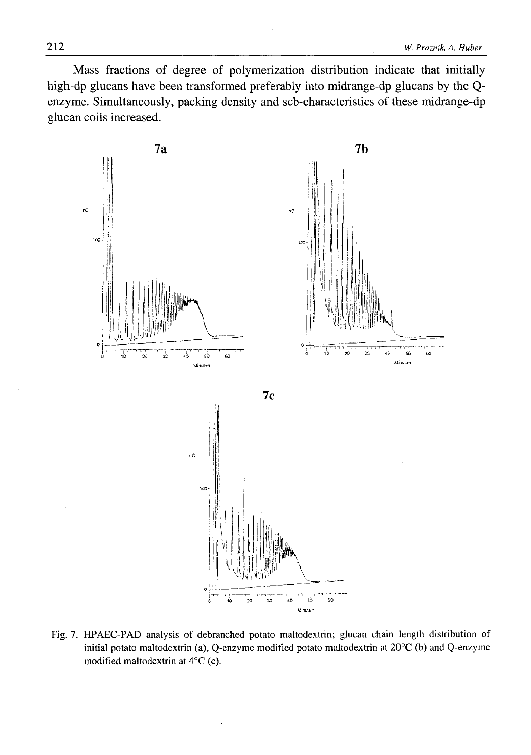Mass fractions of degree of polymerization distribution indicate that initially high-dp glucans have been transformed preferably into midrange-dp glucans by the Q-enzyme. Simultaneously, packing density and scb-characteristics of these midrange-dp glucan coils increased.

Fig. 7. HPAEC-PAD analysis of debranched potato maltodextrin; glucan chain length distribution of initial potato maltodextrin (a), Q-enzyme modified potato maltodextrin at 20°C (b) and Q-enzyme modified maltodextrin at 4°C (c).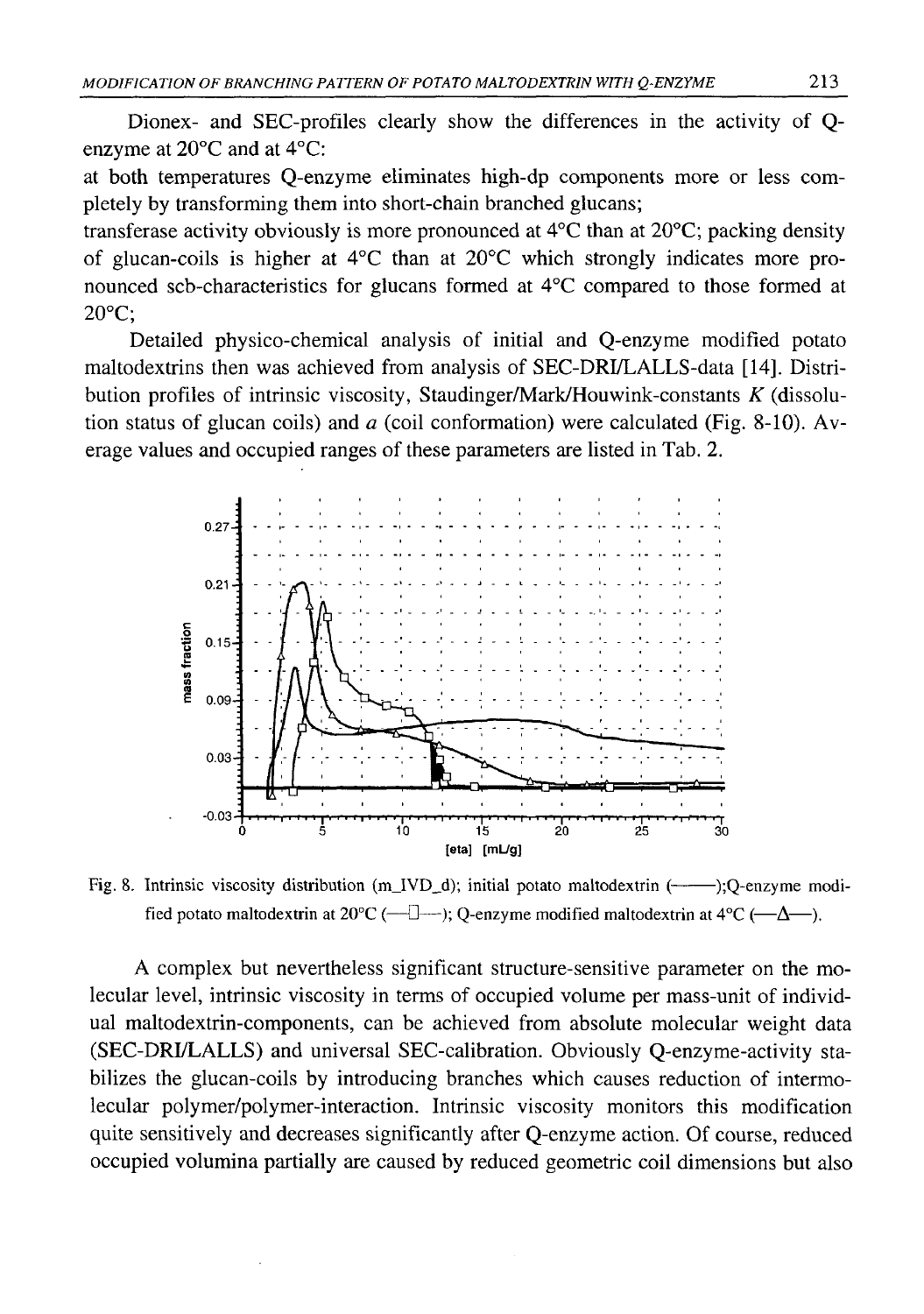Dionex- and SEC-profiles clearly show the differences in the activity of Q-enzyme at 20°C and at 4°C:

at both temperatures Q-enzyme eliminates high-dp components more or less completely by transforming them into short-chain branched glucans;

transferase activity obviously is more pronounced at 4°C than at 20°C; packing density of glucan-coils is higher at 4°C than at 20°C which strongly indicates more pronounced scb-characteristics for glucans formed at 4°C compared to those formed at 20°C;

Detailed physico-chemical analysis of initial and Q-enzyme modified potato maltodextrins then was achieved from analysis of SEC-DRI/LALLS-data [14]. Distribution profiles of intrinsic viscosity, Staudinger/Mark/Houwink-constants $K$ (dissolution status of glucan coils) and $a$ (coil conformation) were calculated (Fig. 8-10). Average values and occupied ranges of these parameters are listed in Tab. 2.

Fig. 8. Intrinsic viscosity distribution (m_IVD_d); initial potato maltodextrin (———);Q-enzyme modified potato maltodextrin at 20°C (—□—); Q-enzyme modified maltodextrin at 4°C (—Δ—).

A complex but nevertheless significant structure-sensitive parameter on the molecular level, intrinsic viscosity in terms of occupied volume per mass-unit of individual maltodextrin-components, can be achieved from absolute molecular weight data (SEC-DRI/LALLS) and universal SEC-calibration. Obviously Q-enzyme-activity stabilizes the glucan-coils by introducing branches which causes reduction of intermolecular polymer/polymer-interaction. Intrinsic viscosity monitors this modification quite sensitively and decreases significantly after Q-enzyme action. Of course, reduced occupied volumina partially are caused by reduced geometric coil dimensions but also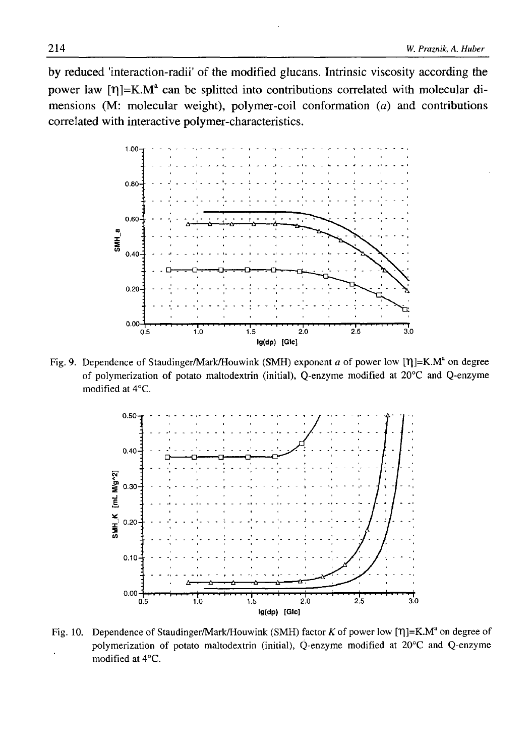by reduced 'interaction-radii' of the modified glucans. Intrinsic viscosity according the power law $[\eta]=K.M^a$ can be splitted into contributions correlated with molecular dimensions (M: molecular weight), polymer-coil conformation ($a$) and contributions correlated with interactive polymer-characteristics.

Fig. 9. Dependence of Staudinger/Mark/Houwink (SMH) exponent $a$ of power low $[\eta]=K.M^a$ on degree of polymerization of potato maltodextrin (initial), Q-enzyme modified at 20°C and Q-enzyme modified at 4°C.

Fig. 10. Dependence of Staudinger/Mark/Houwink (SMH) factor $K$ of power low $[\eta]=K.M^a$ on degree of polymerization of potato maltodextrin (initial), Q-enzyme modified at 20°C and Q-enzyme modified at 4°C.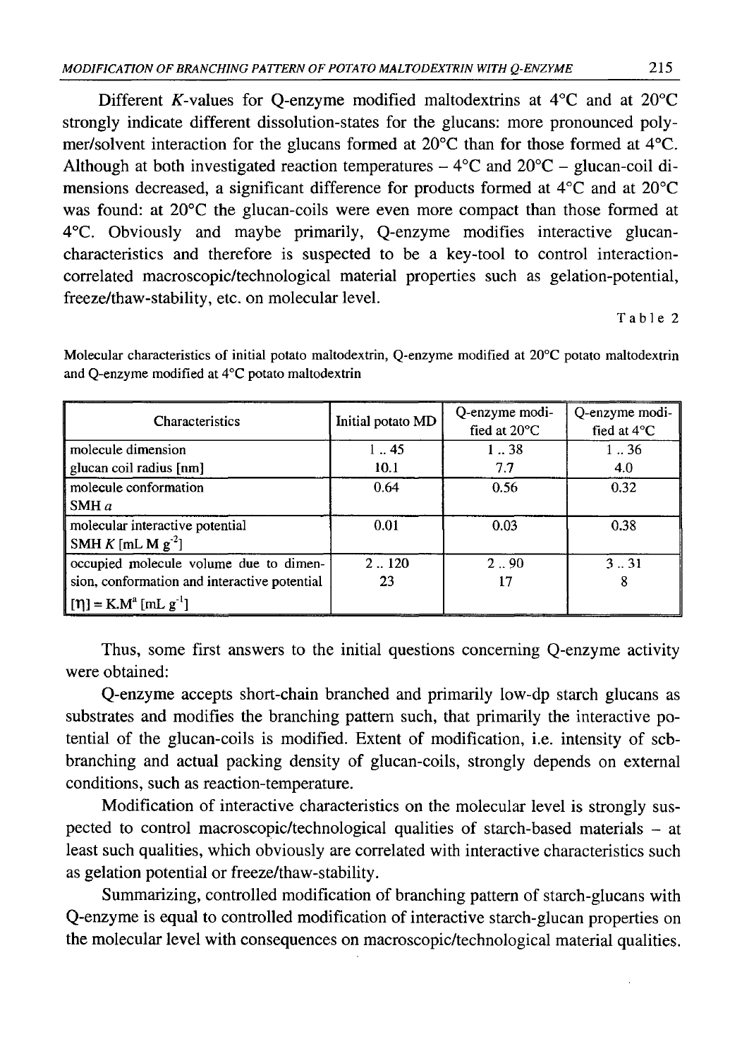Different $K$-values for Q-enzyme modified maltodextrins at 4°C and at 20°C strongly indicate different dissolution-states for the glucans: more pronounced polymer/solvent interaction for the glucans formed at 20°C than for those formed at 4°C. Although at both investigated reaction temperatures – 4°C and 20°C – glucan-coil dimensions decreased, a significant difference for products formed at 4°C and at 20°C was found: at 20°C the glucan-coils were even more compact than those formed at 4°C. Obviously and maybe primarily, Q-enzyme modifies interactive glucan-characteristics and therefore is suspected to be a key-tool to control interaction-correlated macroscopic/technological material properties such as gelation-potential, freeze/thaw-stability, etc. on molecular level.

Table 2

Molecular characteristics of initial potato maltodextrin, Q-enzyme modified at 20°C potato maltodextrin and Q-enzyme modified at 4°C potato maltodextrin

| Characteristics | Initial potato MD | Q-enzyme modified at 20°C | Q-enzyme modified at 4°C |
|---|---|---|---|
| molecule dimension<br>glucan coil radius [nm] | 1 .. 45<br>10.1 | 1 .. 38<br>7.7 | 1 .. 36<br>4.0 |
| molecule conformation<br>SMH $a$ | 0.64 | 0.56 | 0.32 |
| molecular interactive potential<br>SMH $K$ [mL M $g^{-2}$] | 0.01 | 0.03 | 0.38 |
| occupied molecule volume due to dimension, conformation and interactive potential<br>$[\eta] = K.M^{a}$ [mL $g^{-1}$] | 2 .. 120<br>23 | 2 .. 90<br>17 | 3 .. 31<br>8 |

Thus, some first answers to the initial questions concerning Q-enzyme activity were obtained:

Q-enzyme accepts short-chain branched and primarily low-dp starch glucans as substrates and modifies the branching pattern such, that primarily the interactive potential of the glucan-coils is modified. Extent of modification, i.e. intensity of scb-branching and actual packing density of glucan-coils, strongly depends on external conditions, such as reaction-temperature.

Modification of interactive characteristics on the molecular level is strongly suspected to control macroscopic/technological qualities of starch-based materials – at least such qualities, which obviously are correlated with interactive characteristics such as gelation potential or freeze/thaw-stability.

Summarizing, controlled modification of branching pattern of starch-glucans with Q-enzyme is equal to controlled modification of interactive starch-glucan properties on the molecular level with consequences on macroscopic/technological material qualities.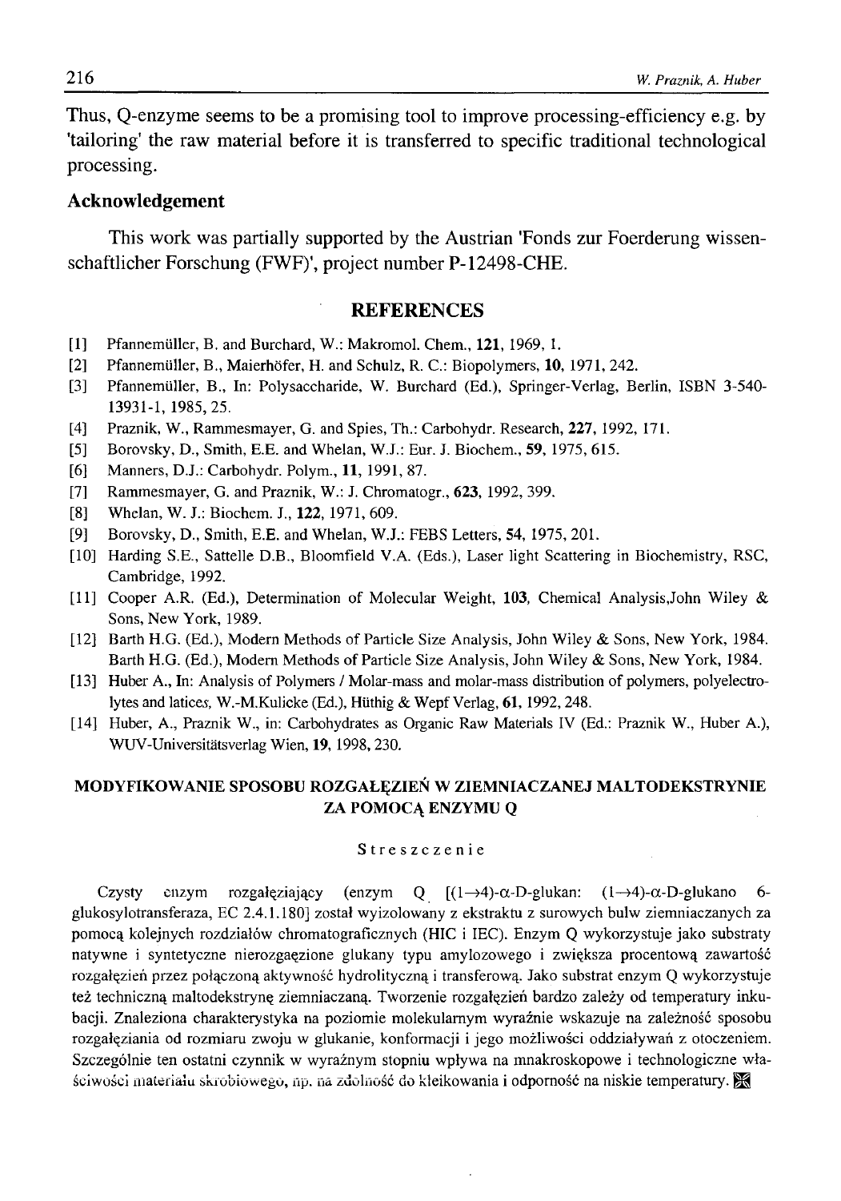Thus, Q-enzyme seems to be a promising tool to improve processing-efficiency e.g. by 'tailoring' the raw material before it is transferred to specific traditional technological processing.

## Acknowledgement

This work was partially supported by the Austrian 'Fonds zur Foerderung wissenschaftlicher Forschung (FWF)', project number P-12498-CHE.

## REFERENCES

[1] Pfannemüller, B. and Burchard, W.: Makromol. Chem., **121**, 1969, 1.

[2] Pfannemüller, B., Maierhöfer, H. and Schulz, R. C.: Biopolymers, **10**, 1971, 242.

[3] Pfannemüller, B., In: Polysaccharide, W. Burchard (Ed.), Springer-Verlag, Berlin, ISBN 3-540-13931-1, 1985, 25.

[4] Praznik, W., Rammesmayer, G. and Spies, Th.: Carbohydr. Research, **227**, 1992, 171.

[5] Borovsky, D., Smith, E.E. and Whelan, W.J.: Eur. J. Biochem., **59**, 1975, 615.

[6] Manners, D.J.: Carbohydr. Polym., **11**, 1991, 87.

[7] Rammesmayer, G. and Praznik, W.: J. Chromatogr., **623**, 1992, 399.

[8] Whelan, W. J.: Biochem. J., **122**, 1971, 609.

[9] Borovsky, D., Smith, E.E. and Whelan, W.J.: FEBS Letters, **54**, 1975, 201.

[10] Harding S.E., Sattelle D.B., Bloomfield V.A. (Eds.), Laser light Scattering in Biochemistry, RSC, Cambridge, 1992.

[11] Cooper A.R. (Ed.), Determination of Molecular Weight, **103**, Chemical Analysis,John Wiley & Sons, New York, 1989.

[12] Barth H.G. (Ed.), Modern Methods of Particle Size Analysis, John Wiley & Sons, New York, 1984. Barth H.G. (Ed.), Modern Methods of Particle Size Analysis, John Wiley & Sons, New York, 1984.

[13] Huber A., In: Analysis of Polymers / Molar-mass and molar-mass distribution of polymers, polyelectrolytes and latices, W.-M.Kulicke (Ed.), Hüthig & Wepf Verlag, **61**, 1992, 248.

[14] Huber, A., Praznik W., in: Carbohydrates as Organic Raw Materials IV (Ed.: Praznik W., Huber A.), WUV-Universitätsverlag Wien, **19**, 1998, 230.

## MODYFIKOWANIE SPOSOBU ROZGAŁĘZIEŃ W ZIEMNIACZANEJ MALTODEKSTRYNIE ZA POMOCĄ ENZYMU Q

### Streszczenie

Czysty enzym rozgałęziający (enzym Q [(1→4)-α-D-glukan: (1→4)-α-D-glukano 6-glukosylotransferaza, EC 2.4.1.180] został wyizolowany z ekstraktu z surowych bulw ziemniaczanych za pomocą kolejnych rozdziałów chromatograficznych (HIC i IEC). Enzym Q wykorzystuje jako substraty natywne i syntetyczne nierozgaęzione glukany typu amylozowego i zwiększa procentową zawartość rozgałęzień przez połączoną aktywność hydrolityczną i transferową. Jako substrat enzym Q wykorzystuje też techniczną maltodekstrynę ziemniaczaną. Tworzenie rozgałęzień bardzo zależy od temperatury inkubacji. Znaleziona charakterystyka na poziomie molekularnym wyraźnie wskazuje na zależność sposobu rozgałęziania od rozmiaru zwoju w glukanie, konformacji i jego możliwości oddziaływań z otoczeniem. Szczególnie ten ostatni czynnik w wyraźnym stopniu wpływa na mnakroskopowe i technologiczne właściwości materiału skrobiowego, np. na zdolność do kleikowania i odporność na niskie temperatury.